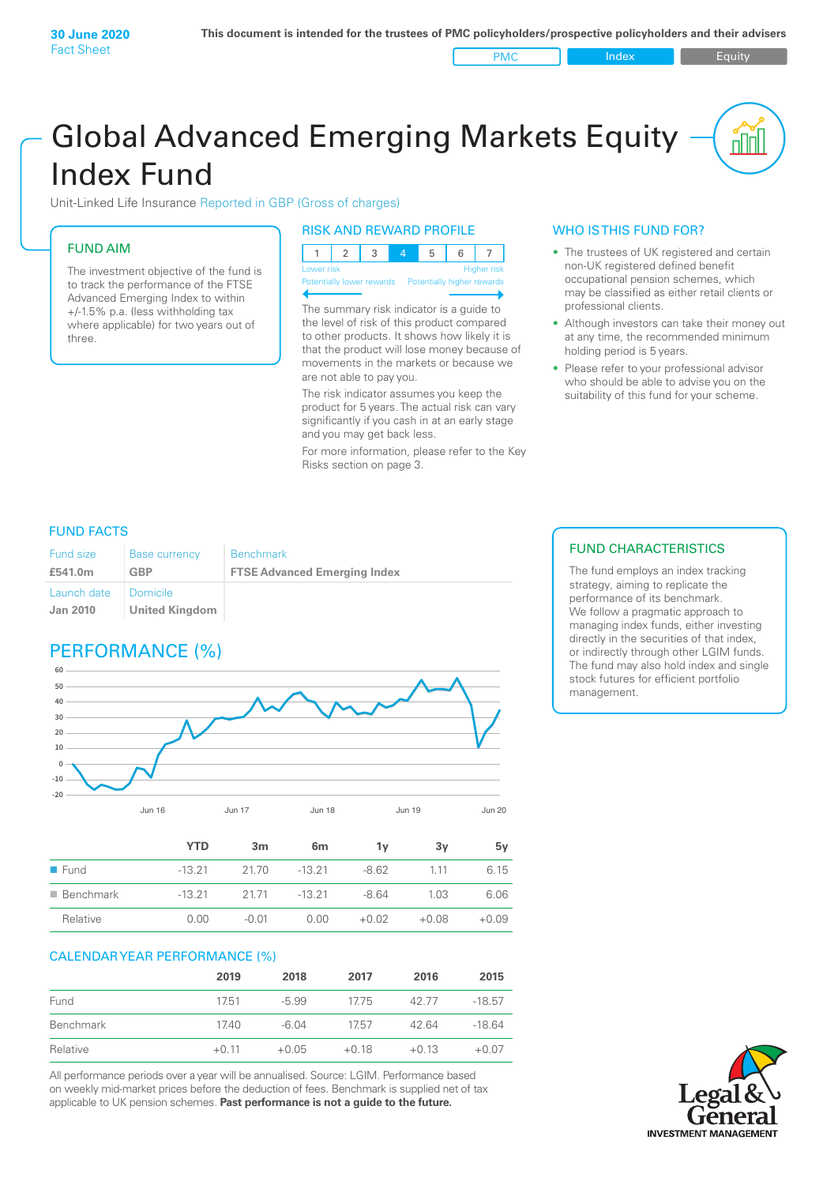**30 June 2020**
Fact Sheet

**This document is intended for the trustees of PMC policyholders/prospective policyholders and their advisers**

PMC | Index | Equity

# Global Advanced Emerging Markets Equity Index Fund

Unit-Linked Life Insurance Reported in GBP (Gross of charges)

## FUND AIM

The investment objective of the fund is to track the performance of the FTSE Advanced Emerging Index to within +/-1.5% p.a. (less withholding tax where applicable) for two years out of three.

## RISK AND REWARD PROFILE

| 1 | 2 | 3 | 4 | 5 | 6 | 7 |
|---|---|---|---|---|---|---|

Lower risk — Higher risk
Potentially lower rewards — Potentially higher rewards

The summary risk indicator is a guide to the level of risk of this product compared to other products. It shows how likely it is that the product will lose money because of movements in the markets or because we are not able to pay you.

The risk indicator assumes you keep the product for 5 years. The actual risk can vary significantly if you cash in at an early stage and you may get back less.

For more information, please refer to the Key Risks section on page 3.

## WHO IS THIS FUND FOR?

- The trustees of UK registered and certain non-UK registered defined benefit occupational pension schemes, which may be classified as either retail clients or professional clients.
- Although investors can take their money out at any time, the recommended minimum holding period is 5 years.
- Please refer to your professional advisor who should be able to advise you on the suitability of this fund for your scheme.

## FUND FACTS

| Fund size | Base currency | Benchmark |
|---|---|---|
| **£541.0m** | **GBP** | **FTSE Advanced Emerging Index** |
| Launch date | Domicile | |
| **Jan 2010** | **United Kingdom** | |

## FUND CHARACTERISTICS

The fund employs an index tracking strategy, aiming to replicate the performance of its benchmark.
We follow a pragmatic approach to managing index funds, either investing directly in the securities of that index, or indirectly through other LGIM funds. The fund may also hold index and single stock futures for efficient portfolio management.

## PERFORMANCE (%)

| | YTD | 3m | 6m | 1y | 3y | 5y |
|---|---|---|---|---|---|---|
| Fund | -13.21 | 21.70 | -13.21 | -8.62 | 1.11 | 6.15 |
| Benchmark | -13.21 | 21.71 | -13.21 | -8.64 | 1.03 | 6.06 |
| Relative | 0.00 | -0.01 | 0.00 | +0.02 | +0.08 | +0.09 |

## CALENDAR YEAR PERFORMANCE (%)

| | 2019 | 2018 | 2017 | 2016 | 2015 |
|---|---|---|---|---|---|
| Fund | 17.51 | -5.99 | 17.75 | 42.77 | -18.57 |
| Benchmark | 17.40 | -6.04 | 17.57 | 42.64 | -18.64 |
| Relative | +0.11 | +0.05 | +0.18 | +0.13 | +0.07 |

All performance periods over a year will be annualised. Source: LGIM. Performance based on weekly mid-market prices before the deduction of fees. Benchmark is supplied net of tax applicable to UK pension schemes. **Past performance is not a guide to the future.**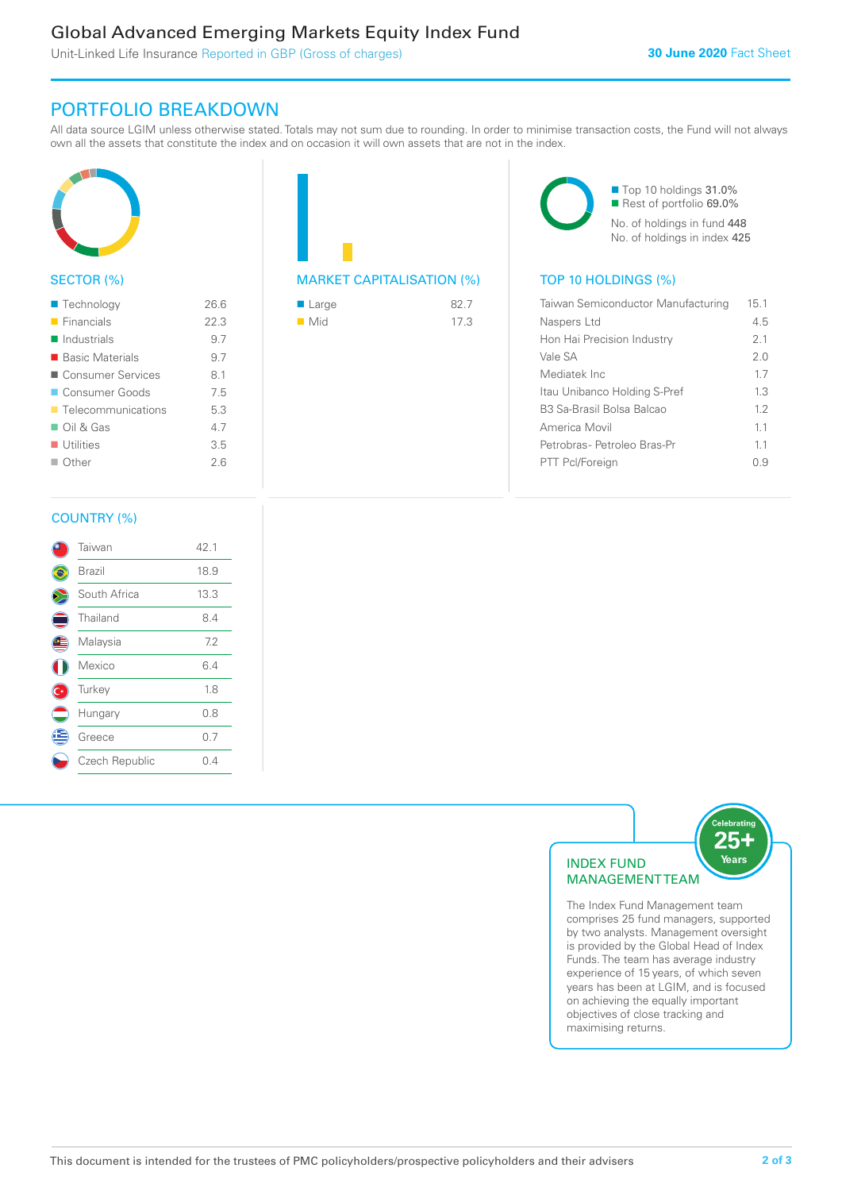# Global Advanced Emerging Markets Equity Index Fund

Unit-Linked Life Insurance Reported in GBP (Gross of charges)

**30 June 2020** Fact Sheet

## PORTFOLIO BREAKDOWN

All data source LGIM unless otherwise stated. Totals may not sum due to rounding. In order to minimise transaction costs, the Fund will not always own all the assets that constitute the index and on occasion it will own assets that are not in the index.

### SECTOR (%)

| Sector | % |
|---|---|
| Technology | 26.6 |
| Financials | 22.3 |
| Industrials | 9.7 |
| Basic Materials | 9.7 |
| Consumer Services | 8.1 |
| Consumer Goods | 7.5 |
| Telecommunications | 5.3 |
| Oil & Gas | 4.7 |
| Utilities | 3.5 |
| Other | 2.6 |

### MARKET CAPITALISATION (%)

| Market cap | % |
|---|---|
| Large | 82.7 |
| Mid | 17.3 |

- Top 10 holdings 31.0%
- Rest of portfolio 69.0%

No. of holdings in fund 448

No. of holdings in index 425

### TOP 10 HOLDINGS (%)

| Holding | % |
|---|---|
| Taiwan Semiconductor Manufacturing | 15.1 |
| Naspers Ltd | 4.5 |
| Hon Hai Precision Industry | 2.1 |
| Vale SA | 2.0 |
| Mediatek Inc | 1.7 |
| Itau Unibanco Holding S-Pref | 1.3 |
| B3 Sa-Brasil Bolsa Balcao | 1.2 |
| America Movil | 1.1 |
| Petrobras- Petroleo Bras-Pr | 1.1 |
| PTT Pcl/Foreign | 0.9 |

### COUNTRY (%)

| Country | % |
|---|---|
| Taiwan | 42.1 |
| Brazil | 18.9 |
| South Africa | 13.3 |
| Thailand | 8.4 |
| Malaysia | 7.2 |
| Mexico | 6.4 |
| Turkey | 1.8 |
| Hungary | 0.8 |
| Greece | 0.7 |
| Czech Republic | 0.4 |

### INDEX FUND MANAGEMENT TEAM

Celebrating 25+ Years

The Index Fund Management team comprises 25 fund managers, supported by two analysts. Management oversight is provided by the Global Head of Index Funds. The team has average industry experience of 15 years, of which seven years has been at LGIM, and is focused on achieving the equally important objectives of close tracking and maximising returns.

This document is intended for the trustees of PMC policyholders/prospective policyholders and their advisers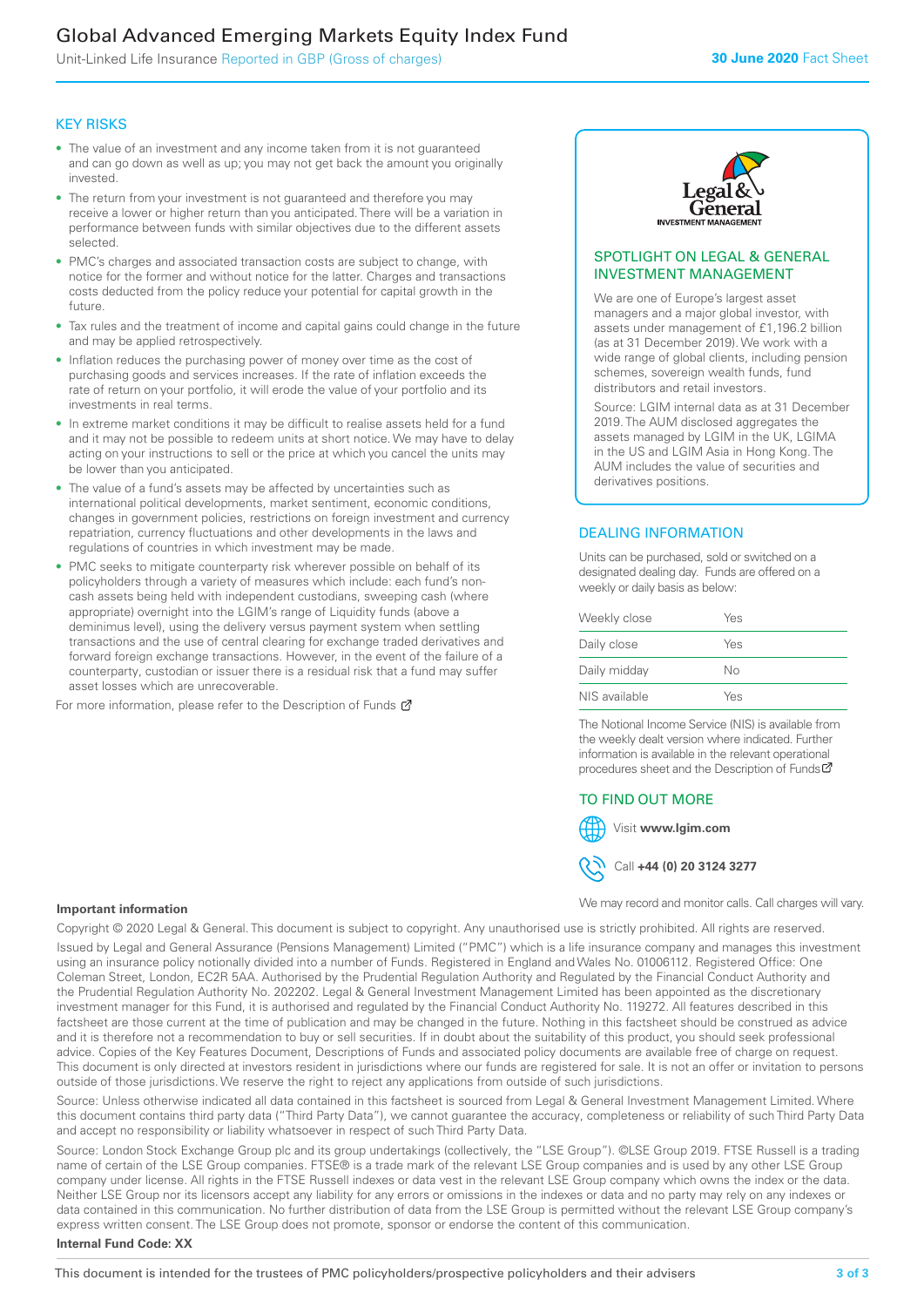# Global Advanced Emerging Markets Equity Index Fund

Unit-Linked Life Insurance Reported in GBP (Gross of charges)

**30 June 2020** Fact Sheet

## KEY RISKS

- The value of an investment and any income taken from it is not guaranteed and can go down as well as up; you may not get back the amount you originally invested.
- The return from your investment is not guaranteed and therefore you may receive a lower or higher return than you anticipated. There will be a variation in performance between funds with similar objectives due to the different assets selected.
- PMC's charges and associated transaction costs are subject to change, with notice for the former and without notice for the latter. Charges and transactions costs deducted from the policy reduce your potential for capital growth in the future.
- Tax rules and the treatment of income and capital gains could change in the future and may be applied retrospectively.
- Inflation reduces the purchasing power of money over time as the cost of purchasing goods and services increases. If the rate of inflation exceeds the rate of return on your portfolio, it will erode the value of your portfolio and its investments in real terms.
- In extreme market conditions it may be difficult to realise assets held for a fund and it may not be possible to redeem units at short notice. We may have to delay acting on your instructions to sell or the price at which you cancel the units may be lower than you anticipated.
- The value of a fund's assets may be affected by uncertainties such as international political developments, market sentiment, economic conditions, changes in government policies, restrictions on foreign investment and currency repatriation, currency fluctuations and other developments in the laws and regulations of countries in which investment may be made.
- PMC seeks to mitigate counterparty risk wherever possible on behalf of its policyholders through a variety of measures which include: each fund's non-cash assets being held with independent custodians, sweeping cash (where appropriate) overnight into the LGIM's range of Liquidity funds (above a deminimus level), using the delivery versus payment system when settling transactions and the use of central clearing for exchange traded derivatives and forward foreign exchange transactions. However, in the event of the failure of a counterparty, custodian or issuer there is a residual risk that a fund may suffer asset losses which are unrecoverable.

For more information, please refer to the Description of Funds

## SPOTLIGHT ON LEGAL & GENERAL INVESTMENT MANAGEMENT

We are one of Europe's largest asset managers and a major global investor, with assets under management of £1,196.2 billion (as at 31 December 2019). We work with a wide range of global clients, including pension schemes, sovereign wealth funds, fund distributors and retail investors.

Source: LGIM internal data as at 31 December 2019. The AUM disclosed aggregates the assets managed by LGIM in the UK, LGIMA in the US and LGIM Asia in Hong Kong. The AUM includes the value of securities and derivatives positions.

## DEALING INFORMATION

Units can be purchased, sold or switched on a designated dealing day. Funds are offered on a weekly or daily basis as below:

| | |
|---|---|
| Weekly close | Yes |
| Daily close | Yes |
| Daily midday | No |
| NIS available | Yes |

The Notional Income Service (NIS) is available from the weekly dealt version where indicated. Further information is available in the relevant operational procedures sheet and the Description of Funds

## TO FIND OUT MORE

Visit **www.lgim.com**

Call **+44 (0) 20 3124 3277**

We may record and monitor calls. Call charges will vary.

**Important information**

Copyright © 2020 Legal & General. This document is subject to copyright. Any unauthorised use is strictly prohibited. All rights are reserved.

Issued by Legal and General Assurance (Pensions Management) Limited ("PMC") which is a life insurance company and manages this investment using an insurance policy notionally divided into a number of Funds. Registered in England and Wales No. 01006112. Registered Office: One Coleman Street, London, EC2R 5AA. Authorised by the Prudential Regulation Authority and Regulated by the Financial Conduct Authority and the Prudential Regulation Authority No. 202202. Legal & General Investment Management Limited has been appointed as the discretionary investment manager for this Fund, it is authorised and regulated by the Financial Conduct Authority No. 119272. All features described in this factsheet are those current at the time of publication and may be changed in the future. Nothing in this factsheet should be construed as advice and it is therefore not a recommendation to buy or sell securities. If in doubt about the suitability of this product, you should seek professional advice. Copies of the Key Features Document, Descriptions of Funds and associated policy documents are available free of charge on request. This document is only directed at investors resident in jurisdictions where our funds are registered for sale. It is not an offer or invitation to persons outside of those jurisdictions. We reserve the right to reject any applications from outside of such jurisdictions.

Source: Unless otherwise indicated all data contained in this factsheet is sourced from Legal & General Investment Management Limited. Where this document contains third party data ("Third Party Data"), we cannot guarantee the accuracy, completeness or reliability of such Third Party Data and accept no responsibility or liability whatsoever in respect of such Third Party Data.

Source: London Stock Exchange Group plc and its group undertakings (collectively, the "LSE Group"). ©LSE Group 2019. FTSE Russell is a trading name of certain of the LSE Group companies. FTSE® is a trade mark of the relevant LSE Group companies and is used by any other LSE Group company under license. All rights in the FTSE Russell indexes or data vest in the relevant LSE Group company which owns the index or the data. Neither LSE Group nor its licensors accept any liability for any errors or omissions in the indexes or data and no party may rely on any indexes or data contained in this communication. No further distribution of data from the LSE Group is permitted without the relevant LSE Group company's express written consent. The LSE Group does not promote, sponsor or endorse the content of this communication.

**Internal Fund Code: XX**

This document is intended for the trustees of PMC policyholders/prospective policyholders and their advisers